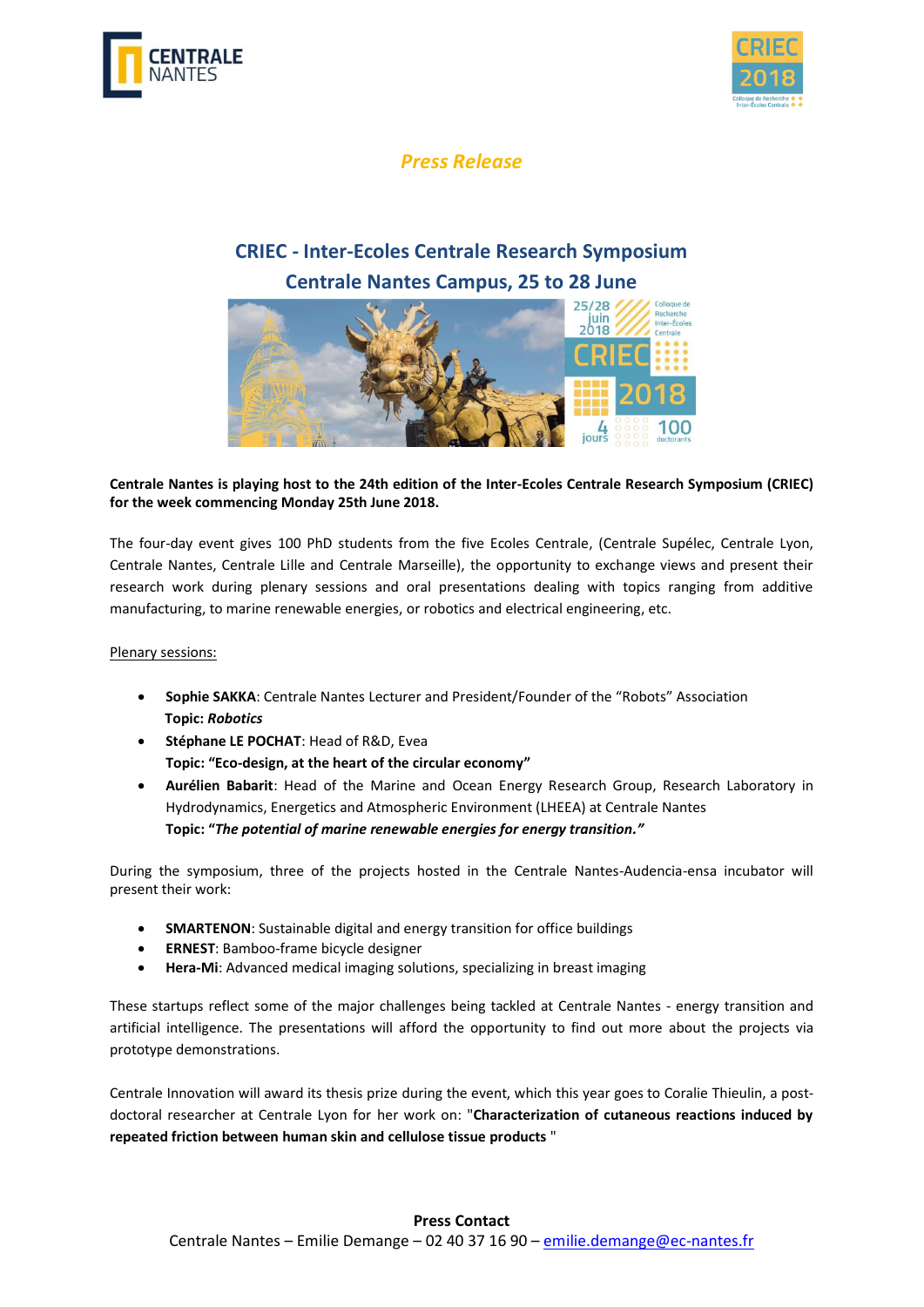*Press Release*

## CRIEC - Inter-Ecoles Centrale Research Symposium
## Centrale Nantes Campus, 25 to 28 June

**Centrale Nantes is playing host to the 24th edition of the Inter-Ecoles Centrale Research Symposium (CRIEC) for the week commencing Monday 25th June 2018.**

The four-day event gives 100 PhD students from the five Ecoles Centrale, (Centrale Supélec, Centrale Lyon, Centrale Nantes, Centrale Lille and Centrale Marseille), the opportunity to exchange views and present their research work during plenary sessions and oral presentations dealing with topics ranging from additive manufacturing, to marine renewable energies, or robotics and electrical engineering, etc.

Plenary sessions:

- **Sophie SAKKA**: Centrale Nantes Lecturer and President/Founder of the "Robots" Association
  **Topic: *Robotics***
- **Stéphane LE POCHAT**: Head of R&D, Evea
  **Topic: "Eco-design, at the heart of the circular economy"**
- **Aurélien Babarit**: Head of the Marine and Ocean Energy Research Group, Research Laboratory in Hydrodynamics, Energetics and Atmospheric Environment (LHEEA) at Centrale Nantes
  **Topic: "*The potential of marine renewable energies for energy transition.*"**

During the symposium, three of the projects hosted in the Centrale Nantes-Audencia-ensa incubator will present their work:

- **SMARTENON**: Sustainable digital and energy transition for office buildings
- **ERNEST**: Bamboo-frame bicycle designer
- **Hera-Mi**: Advanced medical imaging solutions, specializing in breast imaging

These startups reflect some of the major challenges being tackled at Centrale Nantes - energy transition and artificial intelligence. The presentations will afford the opportunity to find out more about the projects via prototype demonstrations.

Centrale Innovation will award its thesis prize during the event, which this year goes to Coralie Thieulin, a post-doctoral researcher at Centrale Lyon for her work on: "**Characterization of cutaneous reactions induced by repeated friction between human skin and cellulose tissue products** "

**Press Contact**
Centrale Nantes – Emilie Demange – 02 40 37 16 90 – emilie.demange@ec-nantes.fr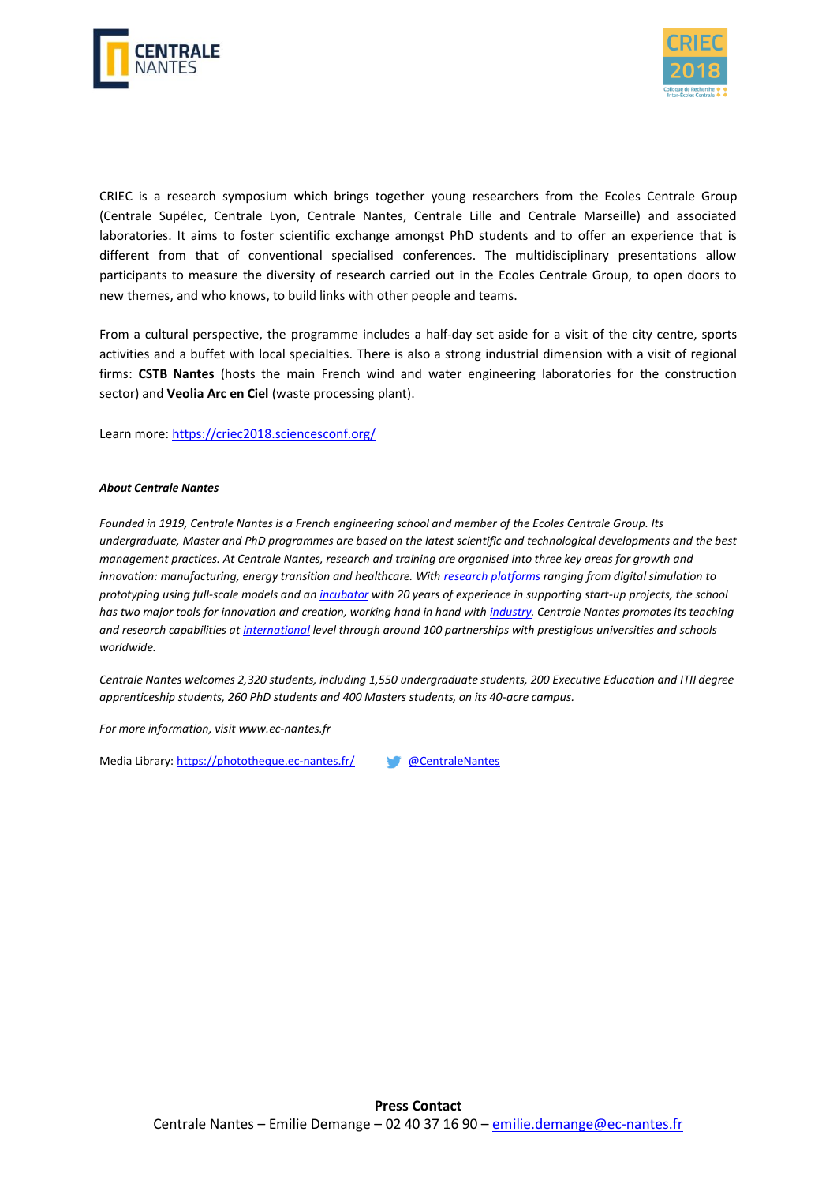CRIEC is a research symposium which brings together young researchers from the Ecoles Centrale Group (Centrale Supélec, Centrale Lyon, Centrale Nantes, Centrale Lille and Centrale Marseille) and associated laboratories. It aims to foster scientific exchange amongst PhD students and to offer an experience that is different from that of conventional specialised conferences. The multidisciplinary presentations allow participants to measure the diversity of research carried out in the Ecoles Centrale Group, to open doors to new themes, and who knows, to build links with other people and teams.

From a cultural perspective, the programme includes a half-day set aside for a visit of the city centre, sports activities and a buffet with local specialties. There is also a strong industrial dimension with a visit of regional firms: **CSTB Nantes** (hosts the main French wind and water engineering laboratories for the construction sector) and **Veolia Arc en Ciel** (waste processing plant).

Learn more: [https://criec2018.sciencesconf.org/](https://criec2018.sciencesconf.org/)

***About Centrale Nantes***

*Founded in 1919, Centrale Nantes is a French engineering school and member of the Ecoles Centrale Group. Its undergraduate, Master and PhD programmes are based on the latest scientific and technological developments and the best management practices. At Centrale Nantes, research and training are organised into three key areas for growth and innovation: manufacturing, energy transition and healthcare. With [research platforms]() ranging from digital simulation to prototyping using full-scale models and an [incubator]() with 20 years of experience in supporting start-up projects, the school has two major tools for innovation and creation, working hand in hand with [industry](). Centrale Nantes promotes its teaching and research capabilities at [international]() level through around 100 partnerships with prestigious universities and schools worldwide.*

*Centrale Nantes welcomes 2,320 students, including 1,550 undergraduate students, 200 Executive Education and ITII degree apprenticeship students, 260 PhD students and 400 Masters students, on its 40-acre campus.*

*For more information, visit www.ec-nantes.fr*

Media Library: [https://phototheque.ec-nantes.fr/](https://phototheque.ec-nantes.fr/) [@CentraleNantes]()

**Press Contact**

Centrale Nantes – Emilie Demange – 02 40 37 16 90 – [emilie.demange@ec-nantes.fr](mailto:emilie.demange@ec-nantes.fr)